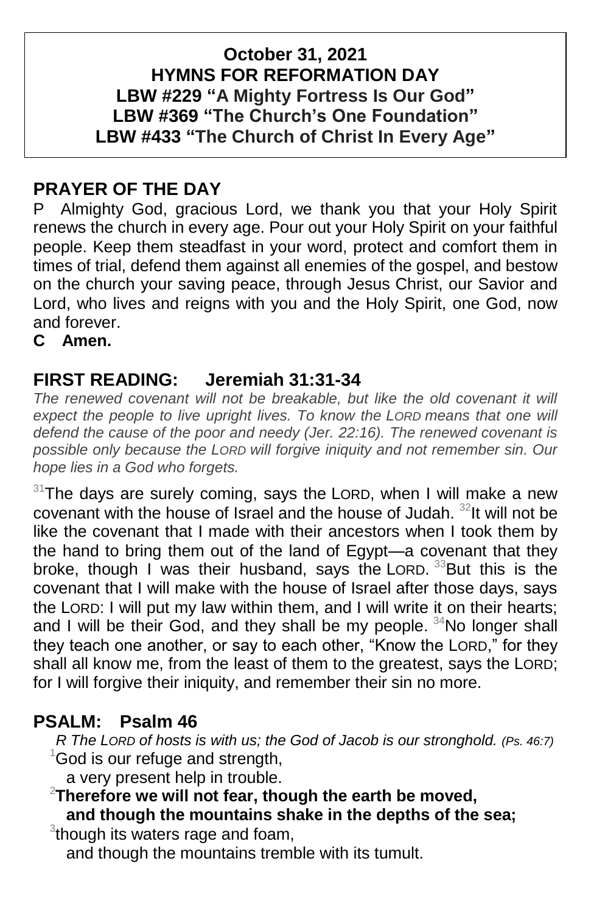**October 31, 2021**
**HYMNS FOR REFORMATION DAY**
**LBW #229 "A Mighty Fortress Is Our God"**
**LBW #369 "The Church's One Foundation"**
**LBW #433 "The Church of Christ In Every Age"**

## PRAYER OF THE DAY

P Almighty God, gracious Lord, we thank you that your Holy Spirit renews the church in every age. Pour out your Holy Spirit on your faithful people. Keep them steadfast in your word, protect and comfort them in times of trial, defend them against all enemies of the gospel, and bestow on the church your saving peace, through Jesus Christ, our Savior and Lord, who lives and reigns with you and the Holy Spirit, one God, now and forever.

**C Amen.**

## FIRST READING: Jeremiah 31:31-34

*The renewed covenant will not be breakable, but like the old covenant it will expect the people to live upright lives. To know the LORD means that one will defend the cause of the poor and needy (Jer. 22:16). The renewed covenant is possible only because the LORD will forgive iniquity and not remember sin. Our hope lies in a God who forgets.*

[31]The days are surely coming, says the LORD, when I will make a new covenant with the house of Israel and the house of Judah. [32]It will not be like the covenant that I made with their ancestors when I took them by the hand to bring them out of the land of Egypt—a covenant that they broke, though I was their husband, says the LORD. [33]But this is the covenant that I will make with the house of Israel after those days, says the LORD: I will put my law within them, and I will write it on their hearts; and I will be their God, and they shall be my people. [34]No longer shall they teach one another, or say to each other, "Know the LORD," for they shall all know me, from the least of them to the greatest, says the LORD; for I will forgive their iniquity, and remember their sin no more.

## PSALM: Psalm 46

*R The LORD of hosts is with us; the God of Jacob is our stronghold. (Ps. 46:7)*

[1]God is our refuge and strength,
a very present help in trouble.

[2]**Therefore we will not fear, though the earth be moved,**
**and though the mountains shake in the depths of the sea;**

[3]though its waters rage and foam,
and though the mountains tremble with its tumult.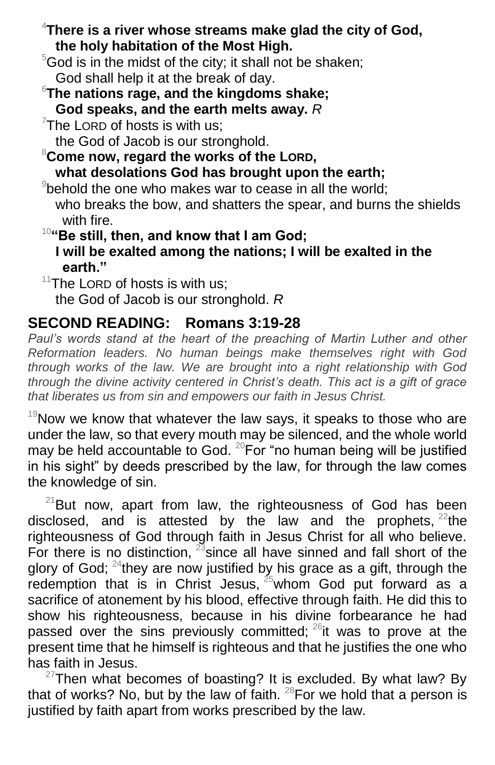[4]**There is a river whose streams make glad the city of God,**
**the holy habitation of the Most High.**

[5]God is in the midst of the city; it shall not be shaken;
God shall help it at the break of day.

[6]**The nations rage, and the kingdoms shake;**
**God speaks, and the earth melts away.** *R*

[7]The LORD of hosts is with us;
the God of Jacob is our stronghold.

[8]**Come now, regard the works of the LORD,**
**what desolations God has brought upon the earth;**

[9]behold the one who makes war to cease in all the world;
who breaks the bow, and shatters the spear, and burns the shields with fire.

[10]**"Be still, then, and know that I am God;**
**I will be exalted among the nations; I will be exalted in the earth."**

[11]The LORD of hosts is with us;
the God of Jacob is our stronghold. *R*

## SECOND READING: Romans 3:19-28

*Paul's words stand at the heart of the preaching of Martin Luther and other Reformation leaders. No human beings make themselves right with God through works of the law. We are brought into a right relationship with God through the divine activity centered in Christ's death. This act is a gift of grace that liberates us from sin and empowers our faith in Jesus Christ.*

[19]Now we know that whatever the law says, it speaks to those who are under the law, so that every mouth may be silenced, and the whole world may be held accountable to God. [20]For "no human being will be justified in his sight" by deeds prescribed by the law, for through the law comes the knowledge of sin.

[21]But now, apart from law, the righteousness of God has been disclosed, and is attested by the law and the prophets, [22]the righteousness of God through faith in Jesus Christ for all who believe. For there is no distinction, [23]since all have sinned and fall short of the glory of God; [24]they are now justified by his grace as a gift, through the redemption that is in Christ Jesus, [25]whom God put forward as a sacrifice of atonement by his blood, effective through faith. He did this to show his righteousness, because in his divine forbearance he had passed over the sins previously committed; [26]it was to prove at the present time that he himself is righteous and that he justifies the one who has faith in Jesus.

[27]Then what becomes of boasting? It is excluded. By what law? By that of works? No, but by the law of faith. [28]For we hold that a person is justified by faith apart from works prescribed by the law.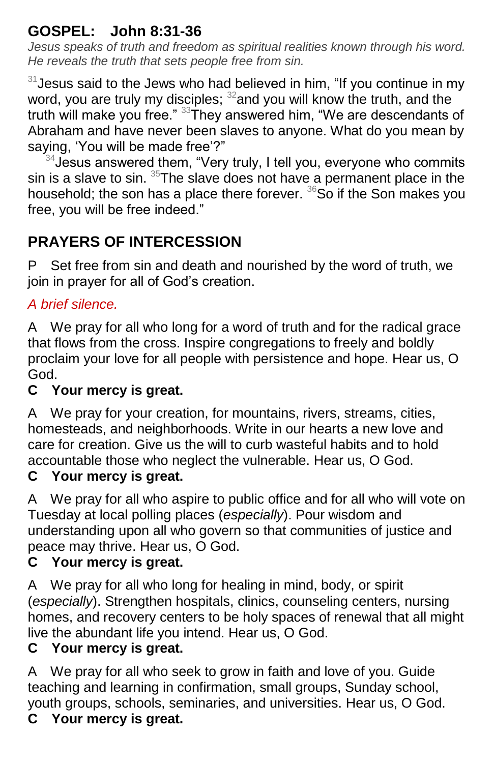## GOSPEL: John 8:31-36

*Jesus speaks of truth and freedom as spiritual realities known through his word. He reveals the truth that sets people free from sin.*

[31]Jesus said to the Jews who had believed in him, "If you continue in my word, you are truly my disciples; [32]and you will know the truth, and the truth will make you free." [33]They answered him, "We are descendants of Abraham and have never been slaves to anyone. What do you mean by saying, 'You will be made free'?"

[34]Jesus answered them, "Very truly, I tell you, everyone who commits sin is a slave to sin. [35]The slave does not have a permanent place in the household; the son has a place there forever. [36]So if the Son makes you free, you will be free indeed."

## PRAYERS OF INTERCESSION

P Set free from sin and death and nourished by the word of truth, we join in prayer for all of God's creation.

*A brief silence.*

A We pray for all who long for a word of truth and for the radical grace that flows from the cross. Inspire congregations to freely and boldly proclaim your love for all people with persistence and hope. Hear us, O God.

**C Your mercy is great.**

A We pray for your creation, for mountains, rivers, streams, cities, homesteads, and neighborhoods. Write in our hearts a new love and care for creation. Give us the will to curb wasteful habits and to hold accountable those who neglect the vulnerable. Hear us, O God.

**C Your mercy is great.**

A We pray for all who aspire to public office and for all who will vote on Tuesday at local polling places (*especially*). Pour wisdom and understanding upon all who govern so that communities of justice and peace may thrive. Hear us, O God.

**C Your mercy is great.**

A We pray for all who long for healing in mind, body, or spirit (*especially*). Strengthen hospitals, clinics, counseling centers, nursing homes, and recovery centers to be holy spaces of renewal that all might live the abundant life you intend. Hear us, O God.

**C Your mercy is great.**

A We pray for all who seek to grow in faith and love of you. Guide teaching and learning in confirmation, small groups, Sunday school, youth groups, schools, seminaries, and universities. Hear us, O God.

**C Your mercy is great.**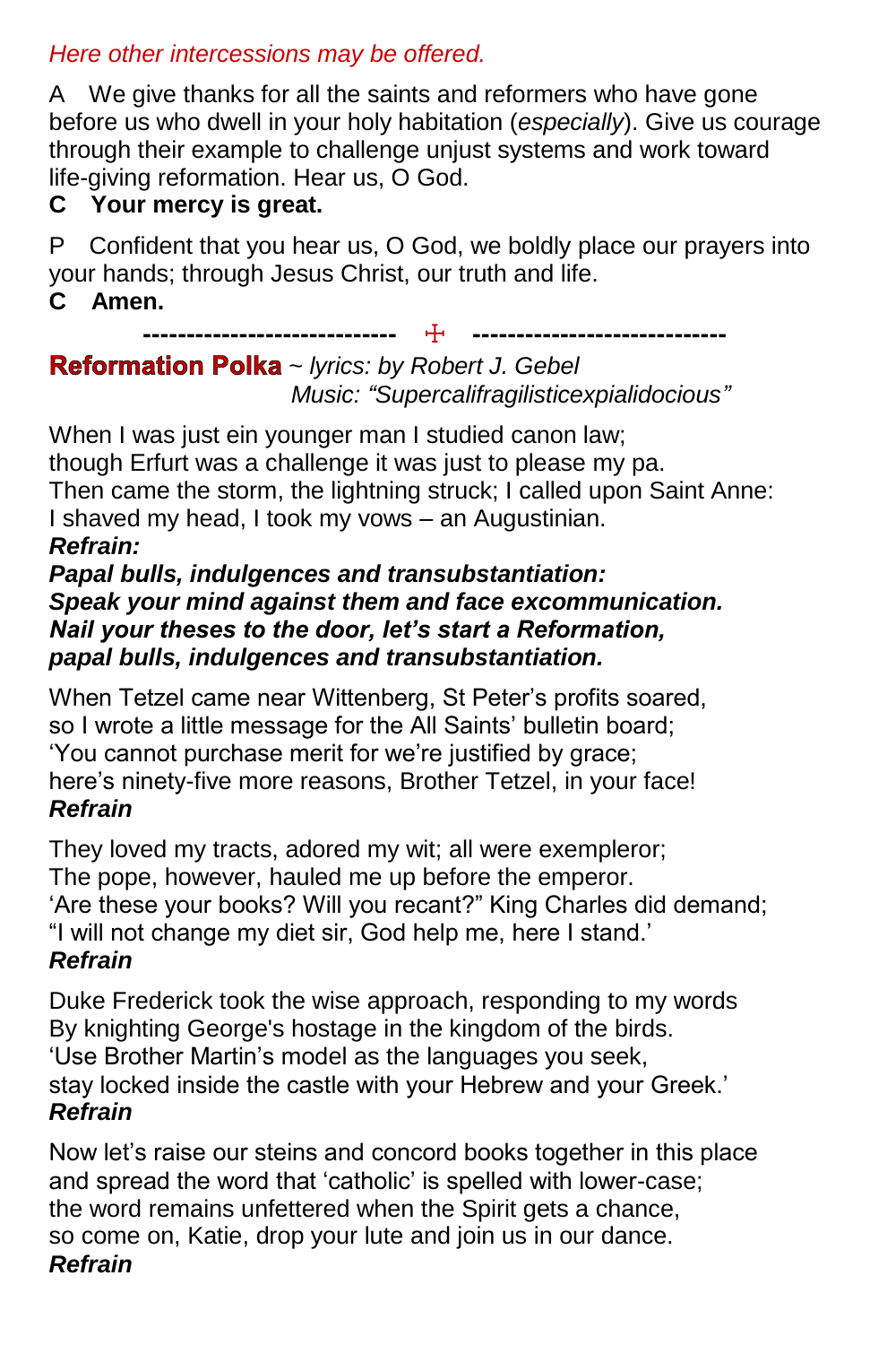*Here other intercessions may be offered.*

A We give thanks for all the saints and reformers who have gone before us who dwell in your holy habitation (*especially*). Give us courage through their example to challenge unjust systems and work toward life-giving reformation. Hear us, O God.

**C Your mercy is great.**

P Confident that you hear us, O God, we boldly place our prayers into your hands; through Jesus Christ, our truth and life.

**C Amen.**

----------------------------- ☩ -----------------------------

**Reformation Polka** ~ *lyrics: by Robert J. Gebel*
*Music: "Supercalifragilisticexpialidocious"*

When I was just ein younger man I studied canon law;
though Erfurt was a challenge it was just to please my pa.
Then came the storm, the lightning struck; I called upon Saint Anne:
I shaved my head, I took my vows – an Augustinian.

***Refrain:***
***Papal bulls, indulgences and transubstantiation:***
***Speak your mind against them and face excommunication.***
***Nail your theses to the door, let's start a Reformation,***
***papal bulls, indulgences and transubstantiation.***

When Tetzel came near Wittenberg, St Peter's profits soared,
so I wrote a little message for the All Saints' bulletin board;
'You cannot purchase merit for we're justified by grace;
here's ninety-five more reasons, Brother Tetzel, in your face!
***Refrain***

They loved my tracts, adored my wit; all were exempleror;
The pope, however, hauled me up before the emperor.
'Are these your books? Will you recant?" King Charles did demand;
"I will not change my diet sir, God help me, here I stand.'
***Refrain***

Duke Frederick took the wise approach, responding to my words
By knighting George's hostage in the kingdom of the birds.
'Use Brother Martin's model as the languages you seek,
stay locked inside the castle with your Hebrew and your Greek.'
***Refrain***

Now let's raise our steins and concord books together in this place
and spread the word that 'catholic' is spelled with lower-case;
the word remains unfettered when the Spirit gets a chance,
so come on, Katie, drop your lute and join us in our dance.
***Refrain***